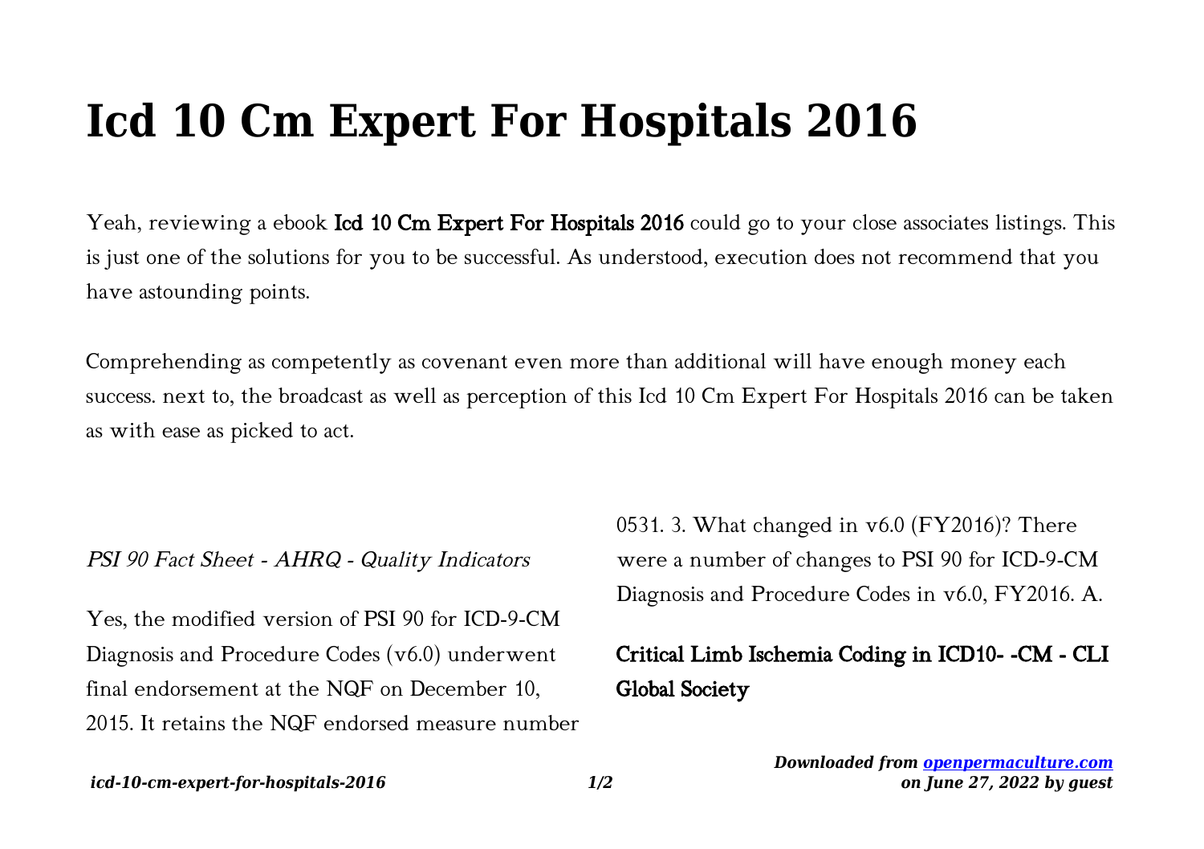# Icd 10 Cm Expert For Hospitals 2016

Yeah, reviewing a ebook **Icd 10 Cm Expert For Hospitals 2016** could go to your close associates listings. This is just one of the solutions for you to be successful. As understood, execution does not recommend that you have astounding points.

Comprehending as competently as covenant even more than additional will have enough money each success. next to, the broadcast as well as perception of this Icd 10 Cm Expert For Hospitals 2016 can be taken as with ease as picked to act.

*PSI 90 Fact Sheet - AHRQ - Quality Indicators*

Yes, the modified version of PSI 90 for ICD-9-CM Diagnosis and Procedure Codes (v6.0) underwent final endorsement at the NQF on December 10, 2015. It retains the NQF endorsed measure number 0531. 3. What changed in v6.0 (FY2016)? There were a number of changes to PSI 90 for ICD-9-CM Diagnosis and Procedure Codes in v6.0, FY2016. A.

**Critical Limb Ischemia Coding in ICD10- -CM - CLI Global Society**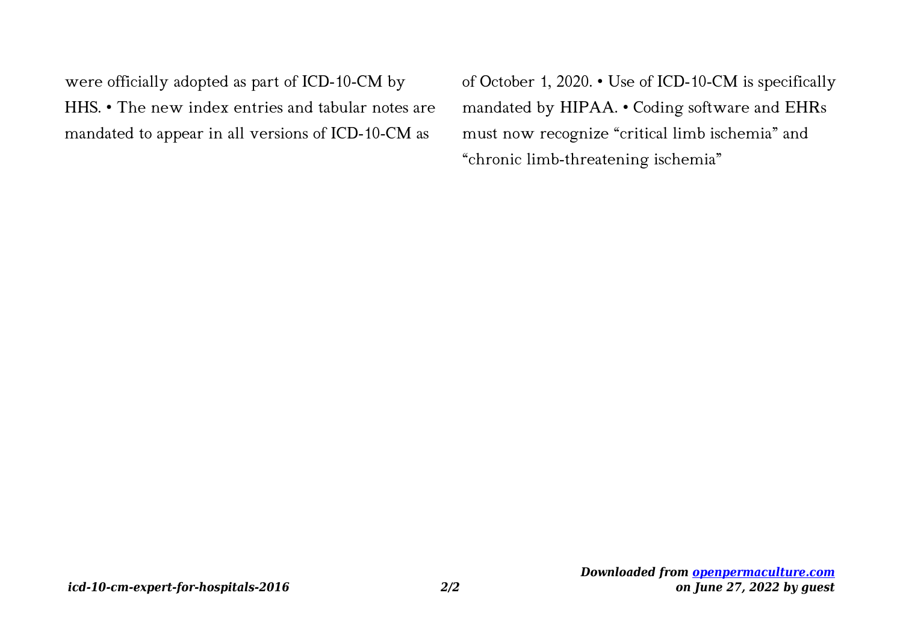were officially adopted as part of ICD-10-CM by HHS. • The new index entries and tabular notes are mandated to appear in all versions of ICD-10-CM as of October 1, 2020. • Use of ICD-10-CM is specifically mandated by HIPAA. • Coding software and EHRs must now recognize "critical limb ischemia" and "chronic limb-threatening ischemia"